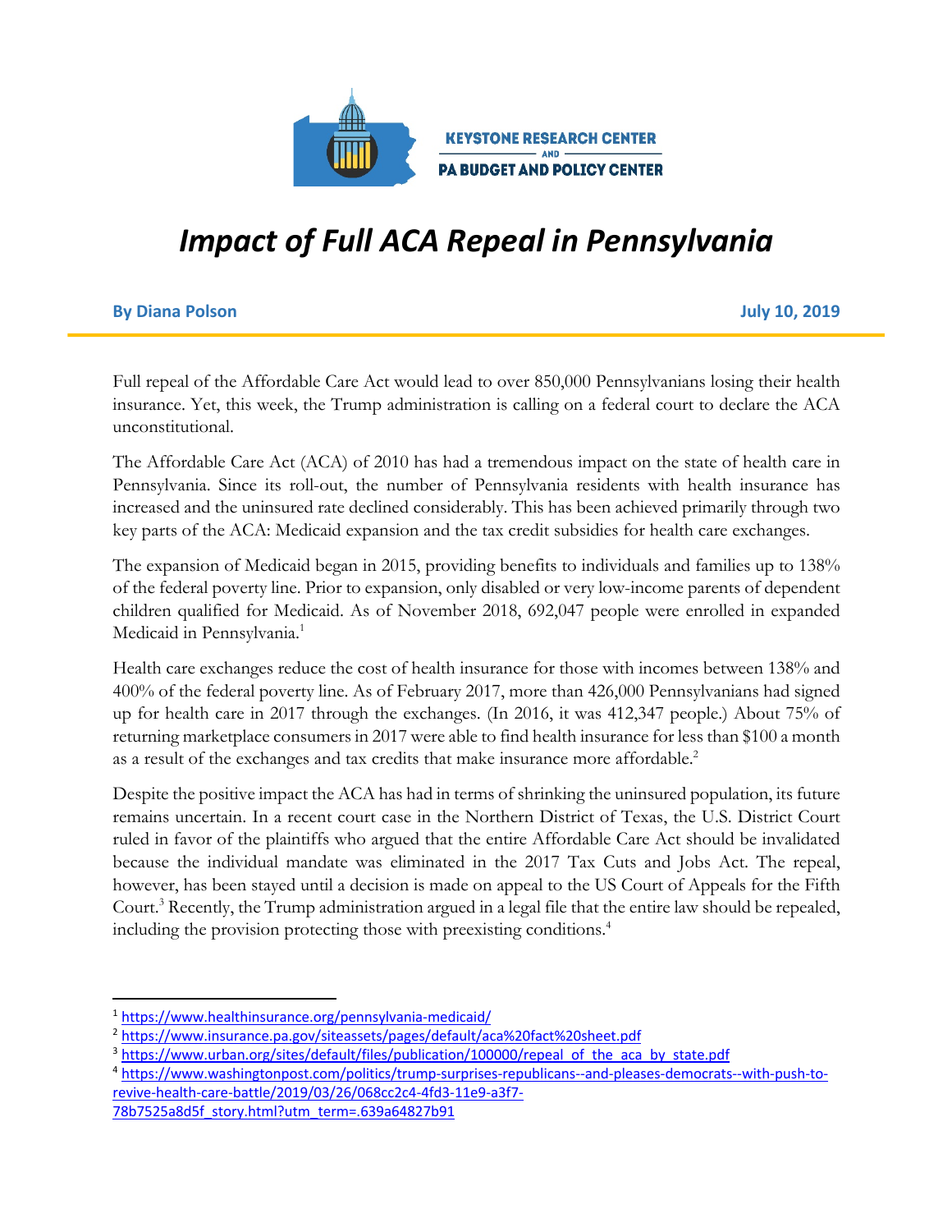KEYSTONE RESEARCH CENTER AND PA BUDGET AND POLICY CENTER

# *Impact of Full ACA Repeal in Pennsylvania*

**By Diana Polson** **July 10, 2019**

Full repeal of the Affordable Care Act would lead to over 850,000 Pennsylvanians losing their health insurance. Yet, this week, the Trump administration is calling on a federal court to declare the ACA unconstitutional.

The Affordable Care Act (ACA) of 2010 has had a tremendous impact on the state of health care in Pennsylvania. Since its roll-out, the number of Pennsylvania residents with health insurance has increased and the uninsured rate declined considerably. This has been achieved primarily through two key parts of the ACA: Medicaid expansion and the tax credit subsidies for health care exchanges.

The expansion of Medicaid began in 2015, providing benefits to individuals and families up to 138% of the federal poverty line. Prior to expansion, only disabled or very low-income parents of dependent children qualified for Medicaid. As of November 2018, 692,047 people were enrolled in expanded Medicaid in Pennsylvania.[1]

Health care exchanges reduce the cost of health insurance for those with incomes between 138% and 400% of the federal poverty line. As of February 2017, more than 426,000 Pennsylvanians had signed up for health care in 2017 through the exchanges. (In 2016, it was 412,347 people.) About 75% of returning marketplace consumers in 2017 were able to find health insurance for less than $100 a month as a result of the exchanges and tax credits that make insurance more affordable.[2]

Despite the positive impact the ACA has had in terms of shrinking the uninsured population, its future remains uncertain. In a recent court case in the Northern District of Texas, the U.S. District Court ruled in favor of the plaintiffs who argued that the entire Affordable Care Act should be invalidated because the individual mandate was eliminated in the 2017 Tax Cuts and Jobs Act. The repeal, however, has been stayed until a decision is made on appeal to the US Court of Appeals for the Fifth Court.[3] Recently, the Trump administration argued in a legal file that the entire law should be repealed, including the provision protecting those with preexisting conditions.[4]

---

[1] https://www.healthinsurance.org/pennsylvania-medicaid/

[2] https://www.insurance.pa.gov/siteassets/pages/default/aca%20fact%20sheet.pdf

[3] https://www.urban.org/sites/default/files/publication/100000/repeal_of_the_aca_by_state.pdf

[4] https://www.washingtonpost.com/politics/trump-surprises-republicans--and-pleases-democrats--with-push-to-revive-health-care-battle/2019/03/26/068cc2c4-4fd3-11e9-a3f7-78b7525a8d5f_story.html?utm_term=.639a64827b91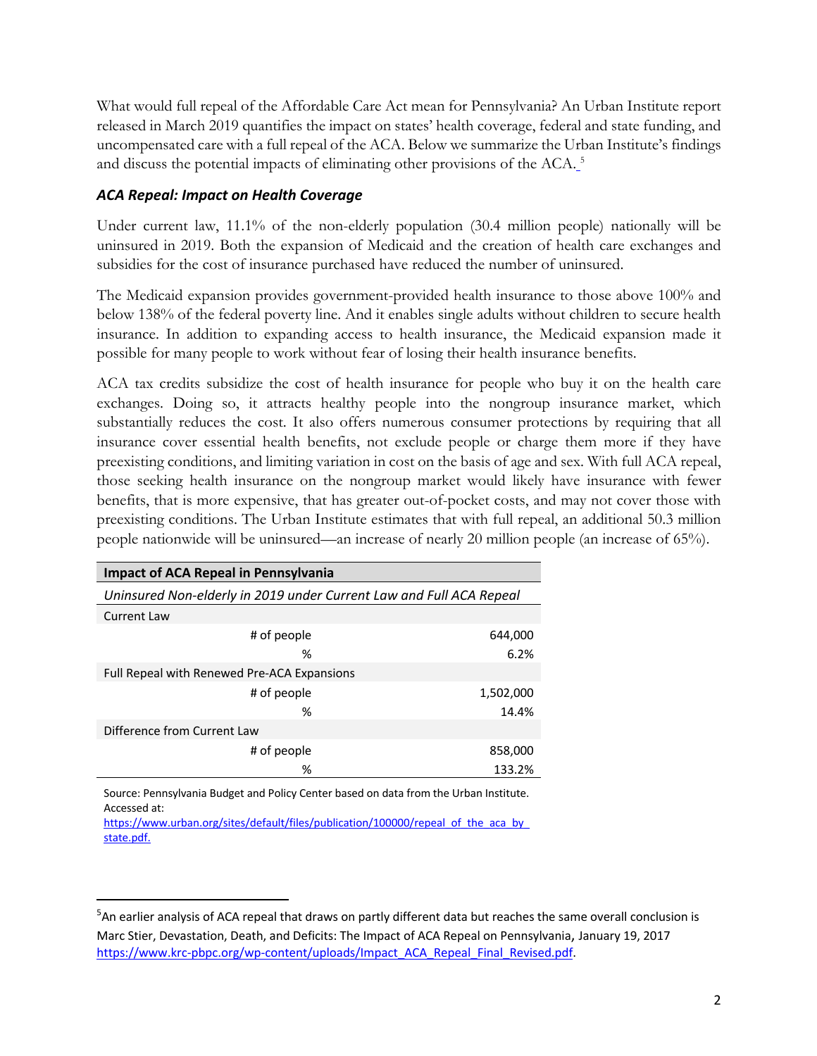What would full repeal of the Affordable Care Act mean for Pennsylvania? An Urban Institute report released in March 2019 quantifies the impact on states' health coverage, federal and state funding, and uncompensated care with a full repeal of the ACA. Below we summarize the Urban Institute's findings and discuss the potential impacts of eliminating other provisions of the ACA.[5]

### *ACA Repeal: Impact on Health Coverage*

Under current law, 11.1% of the non-elderly population (30.4 million people) nationally will be uninsured in 2019. Both the expansion of Medicaid and the creation of health care exchanges and subsidies for the cost of insurance purchased have reduced the number of uninsured.

The Medicaid expansion provides government-provided health insurance to those above 100% and below 138% of the federal poverty line. And it enables single adults without children to secure health insurance. In addition to expanding access to health insurance, the Medicaid expansion made it possible for many people to work without fear of losing their health insurance benefits.

ACA tax credits subsidize the cost of health insurance for people who buy it on the health care exchanges. Doing so, it attracts healthy people into the nongroup insurance market, which substantially reduces the cost. It also offers numerous consumer protections by requiring that all insurance cover essential health benefits, not exclude people or charge them more if they have preexisting conditions, and limiting variation in cost on the basis of age and sex. With full ACA repeal, those seeking health insurance on the nongroup market would likely have insurance with fewer benefits, that is more expensive, that has greater out-of-pocket costs, and may not cover those with preexisting conditions. The Urban Institute estimates that with full repeal, an additional 50.3 million people nationwide will be uninsured—an increase of nearly 20 million people (an increase of 65%).

| **Impact of ACA Repeal in Pennsylvania** | |
|---|---|
| *Uninsured Non-elderly in 2019 under Current Law and Full ACA Repeal* | |
| Current Law | |
| # of people | 644,000 |
| % | 6.2% |
| Full Repeal with Renewed Pre-ACA Expansions | |
| # of people | 1,502,000 |
| % | 14.4% |
| Difference from Current Law | |
| # of people | 858,000 |
| % | 133.2% |

Source: Pennsylvania Budget and Policy Center based on data from the Urban Institute. Accessed at: https://www.urban.org/sites/default/files/publication/100000/repeal_of_the_aca_by_state.pdf.

[5] An earlier analysis of ACA repeal that draws on partly different data but reaches the same overall conclusion is Marc Stier, Devastation, Death, and Deficits: The Impact of ACA Repeal on Pennsylvania, January 19, 2017 https://www.krc-pbpc.org/wp-content/uploads/Impact_ACA_Repeal_Final_Revised.pdf.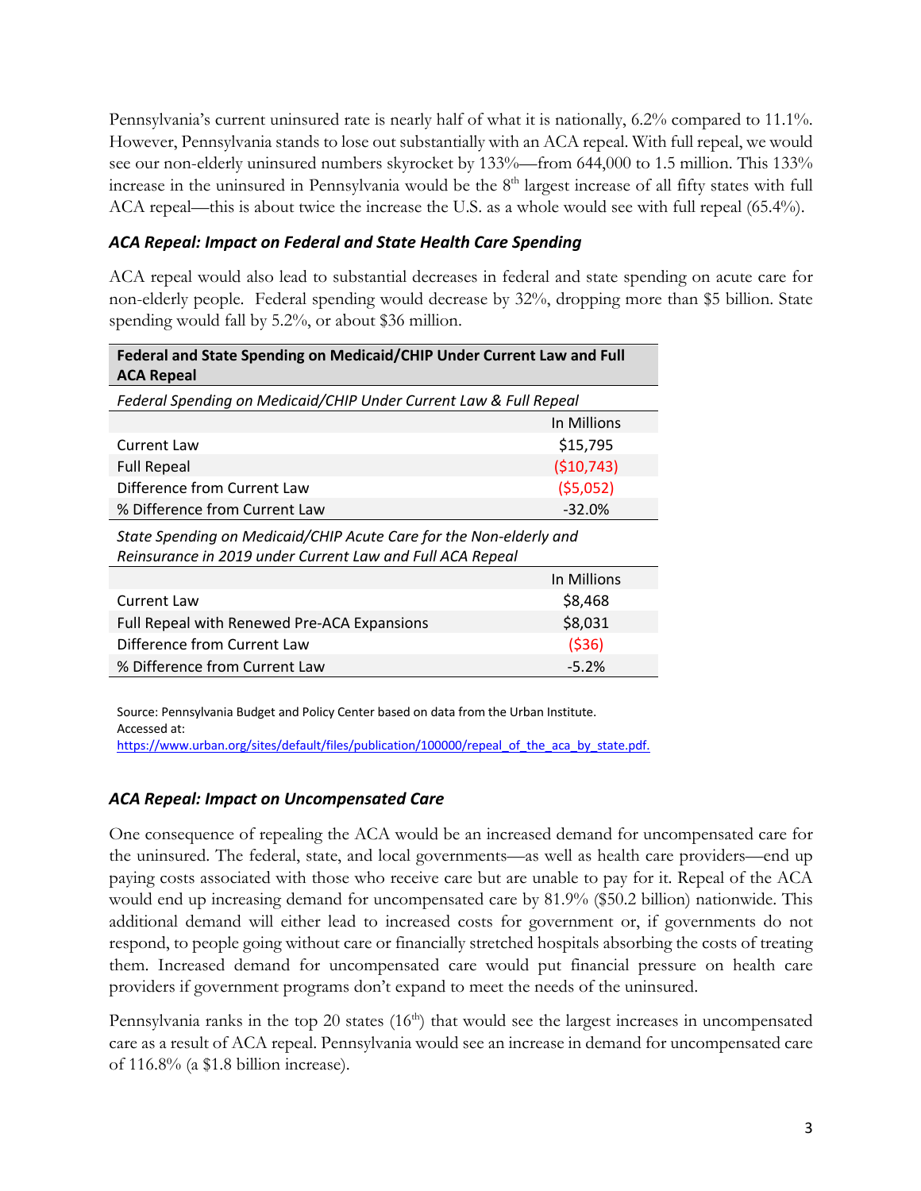Pennsylvania's current uninsured rate is nearly half of what it is nationally, 6.2% compared to 11.1%. However, Pennsylvania stands to lose out substantially with an ACA repeal. With full repeal, we would see our non-elderly uninsured numbers skyrocket by 133%—from 644,000 to 1.5 million. This 133% increase in the uninsured in Pennsylvania would be the 8th largest increase of all fifty states with full ACA repeal—this is about twice the increase the U.S. as a whole would see with full repeal (65.4%).

### *ACA Repeal: Impact on Federal and State Health Care Spending*

ACA repeal would also lead to substantial decreases in federal and state spending on acute care for non-elderly people. Federal spending would decrease by 32%, dropping more than $5 billion. State spending would fall by 5.2%, or about $36 million.

| **Federal and State Spending on Medicaid/CHIP Under Current Law and Full ACA Repeal** | |
|---|---|
| *Federal Spending on Medicaid/CHIP Under Current Law & Full Repeal* | |
| | In Millions |
| Current Law | $15,795 |
| Full Repeal | ($10,743) |
| Difference from Current Law | ($5,052) |
| % Difference from Current Law | -32.0% |
| *State Spending on Medicaid/CHIP Acute Care for the Non-elderly and Reinsurance in 2019 under Current Law and Full ACA Repeal* | |
| | In Millions |
| Current Law | $8,468 |
| Full Repeal with Renewed Pre-ACA Expansions | $8,031 |
| Difference from Current Law | ($36) |
| % Difference from Current Law | -5.2% |

Source: Pennsylvania Budget and Policy Center based on data from the Urban Institute. Accessed at: https://www.urban.org/sites/default/files/publication/100000/repeal_of_the_aca_by_state.pdf.

### *ACA Repeal: Impact on Uncompensated Care*

One consequence of repealing the ACA would be an increased demand for uncompensated care for the uninsured. The federal, state, and local governments—as well as health care providers—end up paying costs associated with those who receive care but are unable to pay for it. Repeal of the ACA would end up increasing demand for uncompensated care by 81.9% ($50.2 billion) nationwide. This additional demand will either lead to increased costs for government or, if governments do not respond, to people going without care or financially stretched hospitals absorbing the costs of treating them. Increased demand for uncompensated care would put financial pressure on health care providers if government programs don't expand to meet the needs of the uninsured.

Pennsylvania ranks in the top 20 states (16th) that would see the largest increases in uncompensated care as a result of ACA repeal. Pennsylvania would see an increase in demand for uncompensated care of 116.8% (a $1.8 billion increase).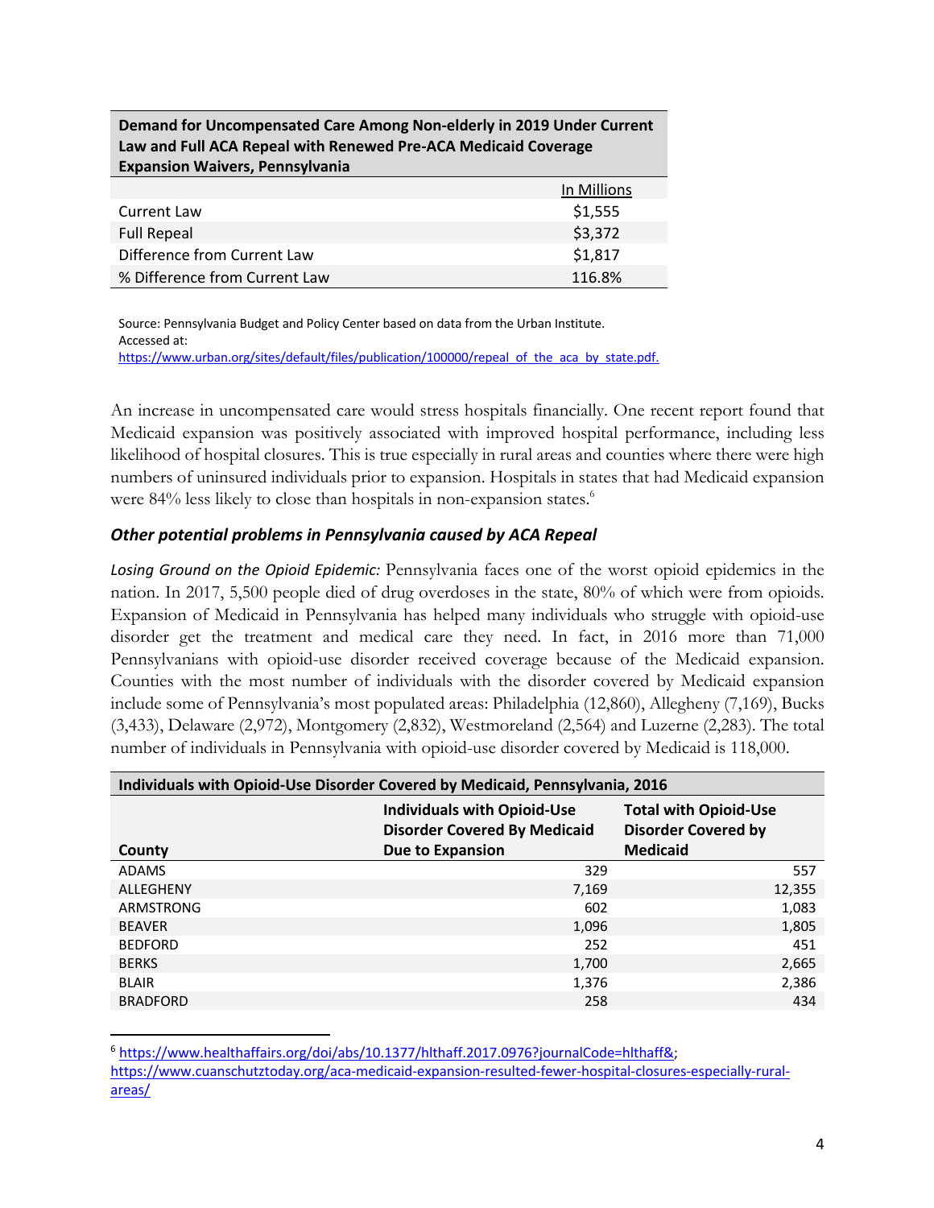| Demand for Uncompensated Care Among Non-elderly in 2019 Under Current Law and Full ACA Repeal with Renewed Pre-ACA Medicaid Coverage Expansion Waivers, Pennsylvania | |
|---|---|
| | In Millions |
| Current Law | $1,555 |
| Full Repeal | $3,372 |
| Difference from Current Law | $1,817 |
| % Difference from Current Law | 116.8% |

Source: Pennsylvania Budget and Policy Center based on data from the Urban Institute. Accessed at: https://www.urban.org/sites/default/files/publication/100000/repeal_of_the_aca_by_state.pdf.

An increase in uncompensated care would stress hospitals financially. One recent report found that Medicaid expansion was positively associated with improved hospital performance, including less likelihood of hospital closures. This is true especially in rural areas and counties where there were high numbers of uninsured individuals prior to expansion. Hospitals in states that had Medicaid expansion were 84% less likely to close than hospitals in non-expansion states.[6]

### *Other potential problems in Pennsylvania caused by ACA Repeal*

*Losing Ground on the Opioid Epidemic:* Pennsylvania faces one of the worst opioid epidemics in the nation. In 2017, 5,500 people died of drug overdoses in the state, 80% of which were from opioids. Expansion of Medicaid in Pennsylvania has helped many individuals who struggle with opioid-use disorder get the treatment and medical care they need. In fact, in 2016 more than 71,000 Pennsylvanians with opioid-use disorder received coverage because of the Medicaid expansion. Counties with the most number of individuals with the disorder covered by Medicaid expansion include some of Pennsylvania's most populated areas: Philadelphia (12,860), Allegheny (7,169), Bucks (3,433), Delaware (2,972), Montgomery (2,832), Westmoreland (2,564) and Luzerne (2,283). The total number of individuals in Pennsylvania with opioid-use disorder covered by Medicaid is 118,000.

| Individuals with Opioid-Use Disorder Covered by Medicaid, Pennsylvania, 2016 | | |
|---|---|---|
| County | Individuals with Opioid-Use Disorder Covered By Medicaid Due to Expansion | Total with Opioid-Use Disorder Covered by Medicaid |
| ADAMS | 329 | 557 |
| ALLEGHENY | 7,169 | 12,355 |
| ARMSTRONG | 602 | 1,083 |
| BEAVER | 1,096 | 1,805 |
| BEDFORD | 252 | 451 |
| BERKS | 1,700 | 2,665 |
| BLAIR | 1,376 | 2,386 |
| BRADFORD | 258 | 434 |

[6] https://www.healthaffairs.org/doi/abs/10.1377/hlthaff.2017.0976?journalCode=hlthaff&; https://www.cuanschutztoday.org/aca-medicaid-expansion-resulted-fewer-hospital-closures-especially-rural-areas/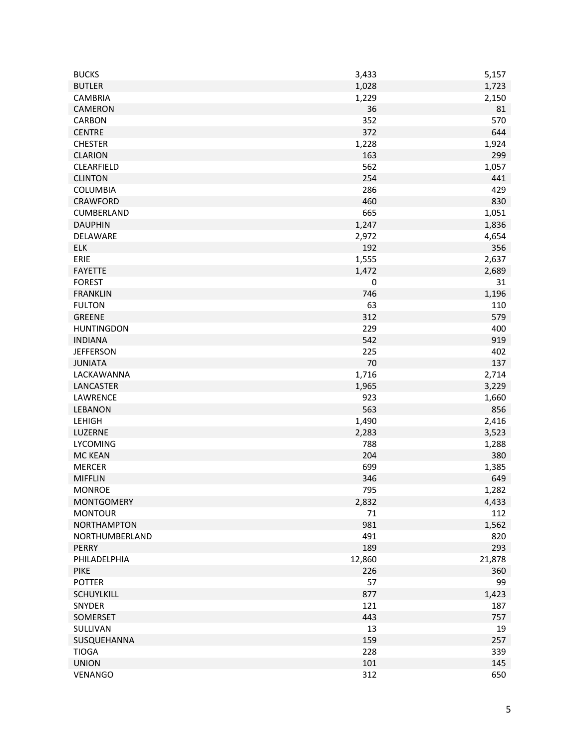| | | |
|---|---|---|
| BUCKS | 3,433 | 5,157 |
| BUTLER | 1,028 | 1,723 |
| CAMBRIA | 1,229 | 2,150 |
| CAMERON | 36 | 81 |
| CARBON | 352 | 570 |
| CENTRE | 372 | 644 |
| CHESTER | 1,228 | 1,924 |
| CLARION | 163 | 299 |
| CLEARFIELD | 562 | 1,057 |
| CLINTON | 254 | 441 |
| COLUMBIA | 286 | 429 |
| CRAWFORD | 460 | 830 |
| CUMBERLAND | 665 | 1,051 |
| DAUPHIN | 1,247 | 1,836 |
| DELAWARE | 2,972 | 4,654 |
| ELK | 192 | 356 |
| ERIE | 1,555 | 2,637 |
| FAYETTE | 1,472 | 2,689 |
| FOREST | 0 | 31 |
| FRANKLIN | 746 | 1,196 |
| FULTON | 63 | 110 |
| GREENE | 312 | 579 |
| HUNTINGDON | 229 | 400 |
| INDIANA | 542 | 919 |
| JEFFERSON | 225 | 402 |
| JUNIATA | 70 | 137 |
| LACKAWANNA | 1,716 | 2,714 |
| LANCASTER | 1,965 | 3,229 |
| LAWRENCE | 923 | 1,660 |
| LEBANON | 563 | 856 |
| LEHIGH | 1,490 | 2,416 |
| LUZERNE | 2,283 | 3,523 |
| LYCOMING | 788 | 1,288 |
| MC KEAN | 204 | 380 |
| MERCER | 699 | 1,385 |
| MIFFLIN | 346 | 649 |
| MONROE | 795 | 1,282 |
| MONTGOMERY | 2,832 | 4,433 |
| MONTOUR | 71 | 112 |
| NORTHAMPTON | 981 | 1,562 |
| NORTHUMBERLAND | 491 | 820 |
| PERRY | 189 | 293 |
| PHILADELPHIA | 12,860 | 21,878 |
| PIKE | 226 | 360 |
| POTTER | 57 | 99 |
| SCHUYLKILL | 877 | 1,423 |
| SNYDER | 121 | 187 |
| SOMERSET | 443 | 757 |
| SULLIVAN | 13 | 19 |
| SUSQUEHANNA | 159 | 257 |
| TIOGA | 228 | 339 |
| UNION | 101 | 145 |
| VENANGO | 312 | 650 |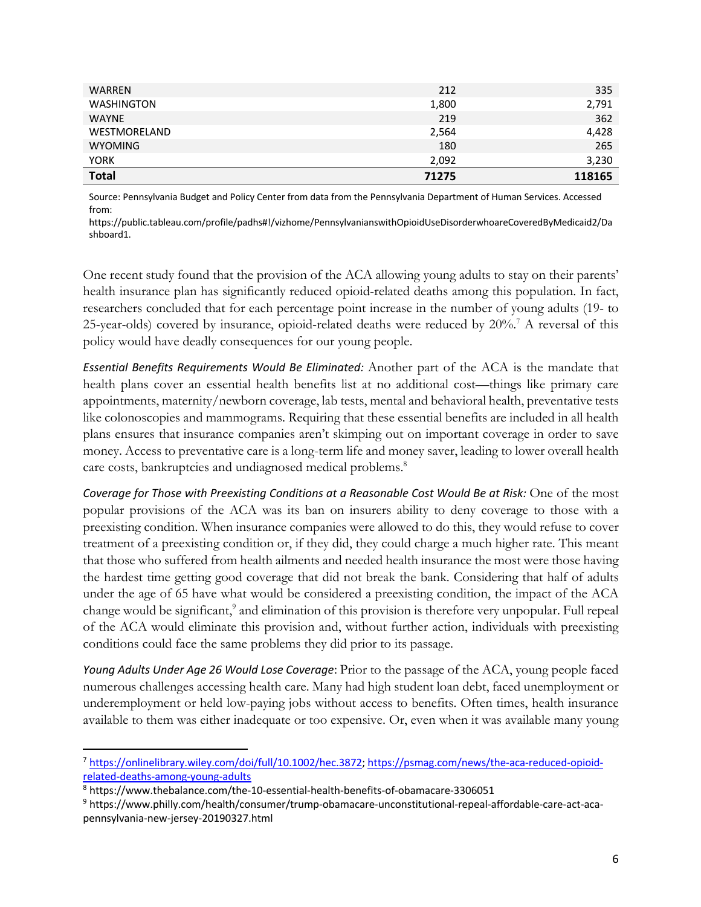| | | |
|---|---|---|
| WARREN | 212 | 335 |
| WASHINGTON | 1,800 | 2,791 |
| WAYNE | 219 | 362 |
| WESTMORELAND | 2,564 | 4,428 |
| WYOMING | 180 | 265 |
| YORK | 2,092 | 3,230 |
| **Total** | **71275** | **118165** |

Source: Pennsylvania Budget and Policy Center from data from the Pennsylvania Department of Human Services. Accessed from: https://public.tableau.com/profile/padhs#!/vizhome/PennsylvanianswithOpioidUseDisorderwhoareCoveredByMedicaid2/Dashboard1.

One recent study found that the provision of the ACA allowing young adults to stay on their parents' health insurance plan has significantly reduced opioid-related deaths among this population. In fact, researchers concluded that for each percentage point increase in the number of young adults (19- to 25-year-olds) covered by insurance, opioid-related deaths were reduced by 20%.[7] A reversal of this policy would have deadly consequences for our young people.

*Essential Benefits Requirements Would Be Eliminated:* Another part of the ACA is the mandate that health plans cover an essential health benefits list at no additional cost—things like primary care appointments, maternity/newborn coverage, lab tests, mental and behavioral health, preventative tests like colonoscopies and mammograms. Requiring that these essential benefits are included in all health plans ensures that insurance companies aren't skimping out on important coverage in order to save money. Access to preventative care is a long-term life and money saver, leading to lower overall health care costs, bankruptcies and undiagnosed medical problems.[8]

*Coverage for Those with Preexisting Conditions at a Reasonable Cost Would Be at Risk:* One of the most popular provisions of the ACA was its ban on insurers ability to deny coverage to those with a preexisting condition. When insurance companies were allowed to do this, they would refuse to cover treatment of a preexisting condition or, if they did, they could charge a much higher rate. This meant that those who suffered from health ailments and needed health insurance the most were those having the hardest time getting good coverage that did not break the bank. Considering that half of adults under the age of 65 have what would be considered a preexisting condition, the impact of the ACA change would be significant,[9] and elimination of this provision is therefore very unpopular. Full repeal of the ACA would eliminate this provision and, without further action, individuals with preexisting conditions could face the same problems they did prior to its passage.

*Young Adults Under Age 26 Would Lose Coverage*: Prior to the passage of the ACA, young people faced numerous challenges accessing health care. Many had high student loan debt, faced unemployment or underemployment or held low-paying jobs without access to benefits. Often times, health insurance available to them was either inadequate or too expensive. Or, even when it was available many young

[7] https://onlinelibrary.wiley.com/doi/full/10.1002/hec.3872; https://psmag.com/news/the-aca-reduced-opioid-related-deaths-among-young-adults

[8] https://www.thebalance.com/the-10-essential-health-benefits-of-obamacare-3306051

[9] https://www.philly.com/health/consumer/trump-obamacare-unconstitutional-repeal-affordable-care-act-aca-pennsylvania-new-jersey-20190327.html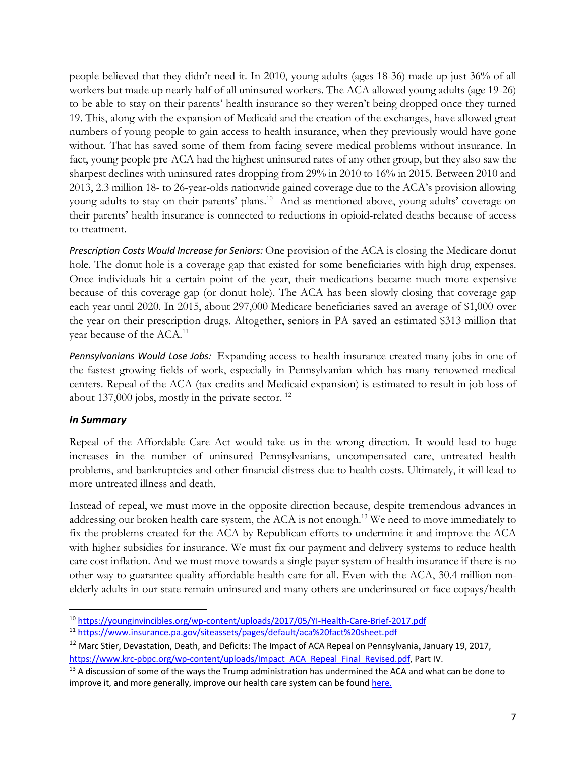people believed that they didn't need it. In 2010, young adults (ages 18-36) made up just 36% of all workers but made up nearly half of all uninsured workers. The ACA allowed young adults (age 19-26) to be able to stay on their parents' health insurance so they weren't being dropped once they turned 19. This, along with the expansion of Medicaid and the creation of the exchanges, have allowed great numbers of young people to gain access to health insurance, when they previously would have gone without. That has saved some of them from facing severe medical problems without insurance. In fact, young people pre-ACA had the highest uninsured rates of any other group, but they also saw the sharpest declines with uninsured rates dropping from 29% in 2010 to 16% in 2015. Between 2010 and 2013, 2.3 million 18- to 26-year-olds nationwide gained coverage due to the ACA's provision allowing young adults to stay on their parents' plans.[10] And as mentioned above, young adults' coverage on their parents' health insurance is connected to reductions in opioid-related deaths because of access to treatment.

*Prescription Costs Would Increase for Seniors:* One provision of the ACA is closing the Medicare donut hole. The donut hole is a coverage gap that existed for some beneficiaries with high drug expenses. Once individuals hit a certain point of the year, their medications became much more expensive because of this coverage gap (or donut hole). The ACA has been slowly closing that coverage gap each year until 2020. In 2015, about 297,000 Medicare beneficiaries saved an average of $1,000 over the year on their prescription drugs. Altogether, seniors in PA saved an estimated $313 million that year because of the ACA.[11]

*Pennsylvanians Would Lose Jobs:* Expanding access to health insurance created many jobs in one of the fastest growing fields of work, especially in Pennsylvanian which has many renowned medical centers. Repeal of the ACA (tax credits and Medicaid expansion) is estimated to result in job loss of about 137,000 jobs, mostly in the private sector.[12]

### *In Summary*

Repeal of the Affordable Care Act would take us in the wrong direction. It would lead to huge increases in the number of uninsured Pennsylvanians, uncompensated care, untreated health problems, and bankruptcies and other financial distress due to health costs. Ultimately, it will lead to more untreated illness and death.

Instead of repeal, we must move in the opposite direction because, despite tremendous advances in addressing our broken health care system, the ACA is not enough.[13] We need to move immediately to fix the problems created for the ACA by Republican efforts to undermine it and improve the ACA with higher subsidies for insurance. We must fix our payment and delivery systems to reduce health care cost inflation. And we must move towards a single payer system of health insurance if there is no other way to guarantee quality affordable health care for all. Even with the ACA, 30.4 million non-elderly adults in our state remain uninsured and many others are underinsured or face copays/health

---

[10] https://younginvincibles.org/wp-content/uploads/2017/05/YI-Health-Care-Brief-2017.pdf

[11] https://www.insurance.pa.gov/siteassets/pages/default/aca%20fact%20sheet.pdf

[12] Marc Stier, Devastation, Death, and Deficits: The Impact of ACA Repeal on Pennsylvania, January 19, 2017, https://www.krc-pbpc.org/wp-content/uploads/Impact_ACA_Repeal_Final_Revised.pdf, Part IV.

[13] A discussion of some of the ways the Trump administration has undermined the ACA and what can be done to improve it, and more generally, improve our health care system can be found here.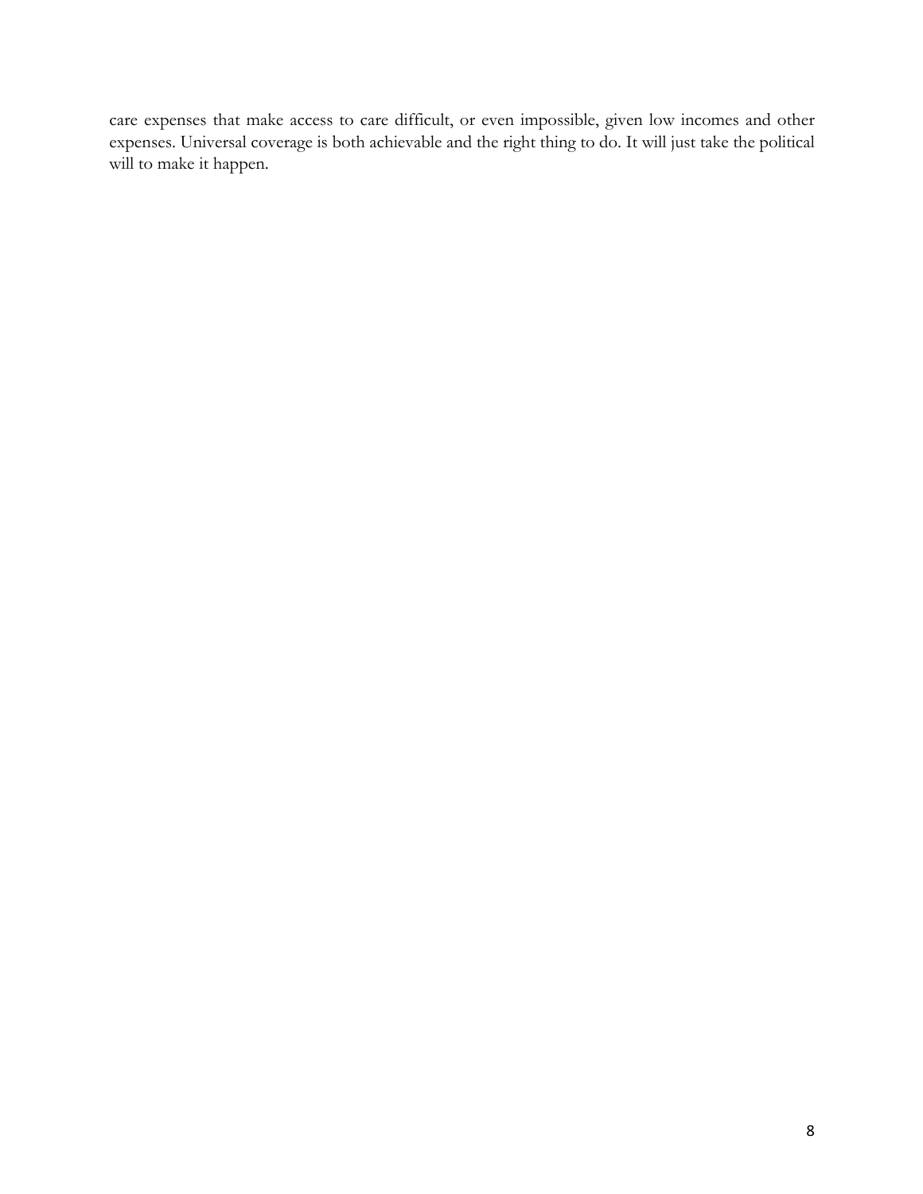care expenses that make access to care difficult, or even impossible, given low incomes and other expenses. Universal coverage is both achievable and the right thing to do. It will just take the political will to make it happen.